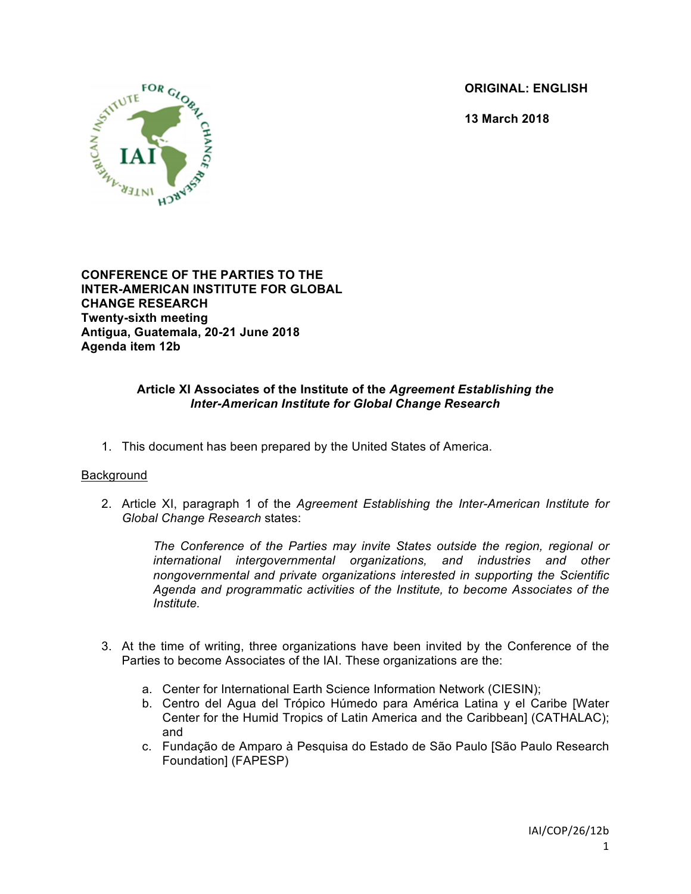**ORIGINAL: ENGLISH**

**13 March 2018**

**CONFERENCE OF THE PARTIES TO THE INTER-AMERICAN INSTITUTE FOR GLOBAL CHANGE RESEARCH**
**Twenty-sixth meeting**
**Antigua, Guatemala, 20-21 June 2018**
**Agenda item 12b**

## Article XI Associates of the Institute of the *Agreement Establishing the Inter-American Institute for Global Change Research*

1. This document has been prepared by the United States of America.

<u>Background</u>

2. Article XI, paragraph 1 of the *Agreement Establishing the Inter-American Institute for Global Change Research* states:

   > *The Conference of the Parties may invite States outside the region, regional or international intergovernmental organizations, and industries and other nongovernmental and private organizations interested in supporting the Scientific Agenda and programmatic activities of the Institute, to become Associates of the Institute.*

3. At the time of writing, three organizations have been invited by the Conference of the Parties to become Associates of the IAI. These organizations are the:

   a. Center for International Earth Science Information Network (CIESIN);
   b. Centro del Agua del Trópico Húmedo para América Latina y el Caribe [Water Center for the Humid Tropics of Latin America and the Caribbean] (CATHALAC); and
   c. Fundação de Amparo à Pesquisa do Estado de São Paulo [São Paulo Research Foundation] (FAPESP)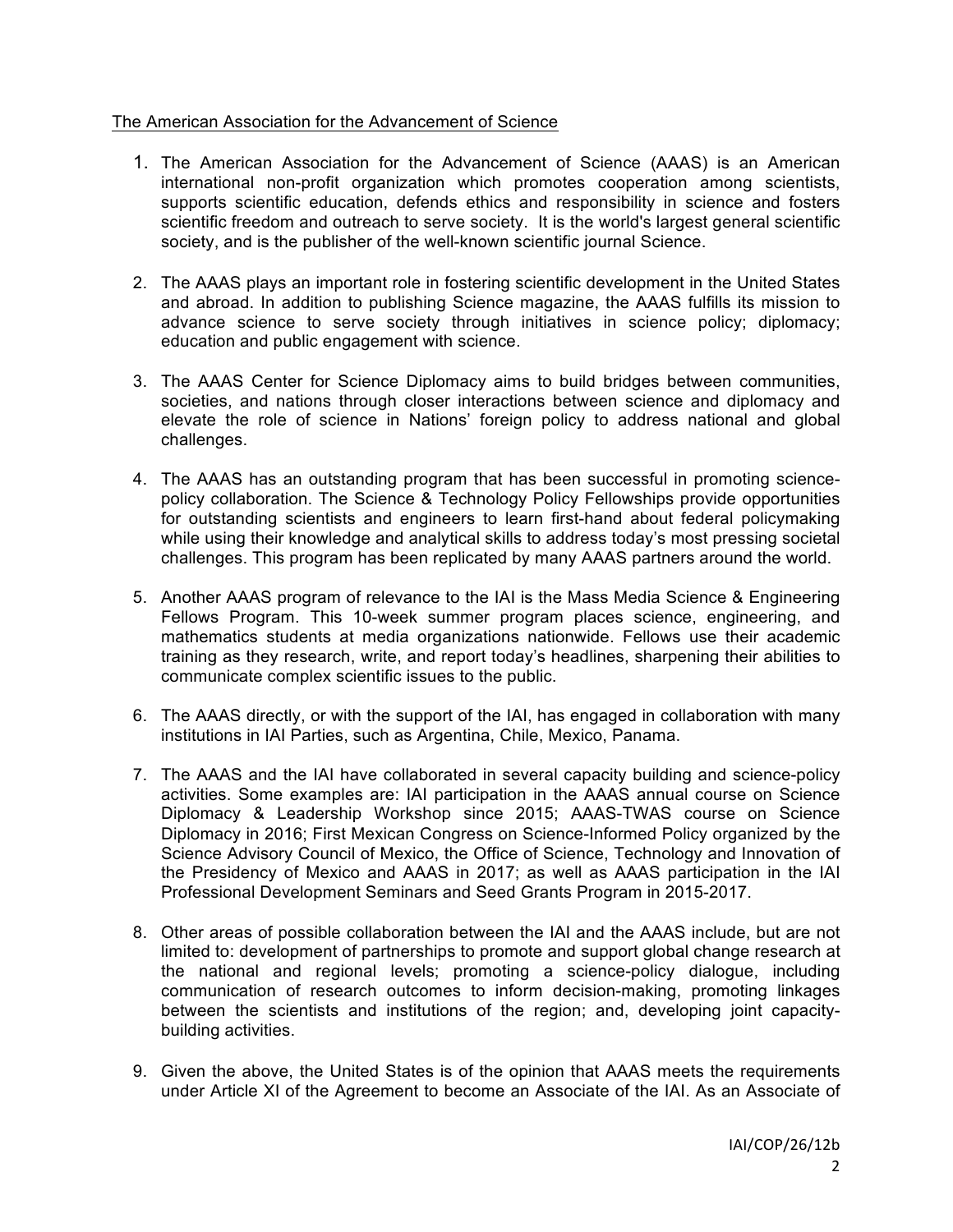The American Association for the Advancement of Science

1. The American Association for the Advancement of Science (AAAS) is an American international non-profit organization which promotes cooperation among scientists, supports scientific education, defends ethics and responsibility in science and fosters scientific freedom and outreach to serve society. It is the world's largest general scientific society, and is the publisher of the well-known scientific journal Science.

2. The AAAS plays an important role in fostering scientific development in the United States and abroad. In addition to publishing Science magazine, the AAAS fulfills its mission to advance science to serve society through initiatives in science policy; diplomacy; education and public engagement with science.

3. The AAAS Center for Science Diplomacy aims to build bridges between communities, societies, and nations through closer interactions between science and diplomacy and elevate the role of science in Nations' foreign policy to address national and global challenges.

4. The AAAS has an outstanding program that has been successful in promoting science-policy collaboration. The Science & Technology Policy Fellowships provide opportunities for outstanding scientists and engineers to learn first-hand about federal policymaking while using their knowledge and analytical skills to address today's most pressing societal challenges. This program has been replicated by many AAAS partners around the world.

5. Another AAAS program of relevance to the IAI is the Mass Media Science & Engineering Fellows Program. This 10-week summer program places science, engineering, and mathematics students at media organizations nationwide. Fellows use their academic training as they research, write, and report today's headlines, sharpening their abilities to communicate complex scientific issues to the public.

6. The AAAS directly, or with the support of the IAI, has engaged in collaboration with many institutions in IAI Parties, such as Argentina, Chile, Mexico, Panama.

7. The AAAS and the IAI have collaborated in several capacity building and science-policy activities. Some examples are: IAI participation in the AAAS annual course on Science Diplomacy & Leadership Workshop since 2015; AAAS-TWAS course on Science Diplomacy in 2016; First Mexican Congress on Science-Informed Policy organized by the Science Advisory Council of Mexico, the Office of Science, Technology and Innovation of the Presidency of Mexico and AAAS in 2017; as well as AAAS participation in the IAI Professional Development Seminars and Seed Grants Program in 2015-2017.

8. Other areas of possible collaboration between the IAI and the AAAS include, but are not limited to: development of partnerships to promote and support global change research at the national and regional levels; promoting a science-policy dialogue, including communication of research outcomes to inform decision-making, promoting linkages between the scientists and institutions of the region; and, developing joint capacity-building activities.

9. Given the above, the United States is of the opinion that AAAS meets the requirements under Article XI of the Agreement to become an Associate of the IAI. As an Associate of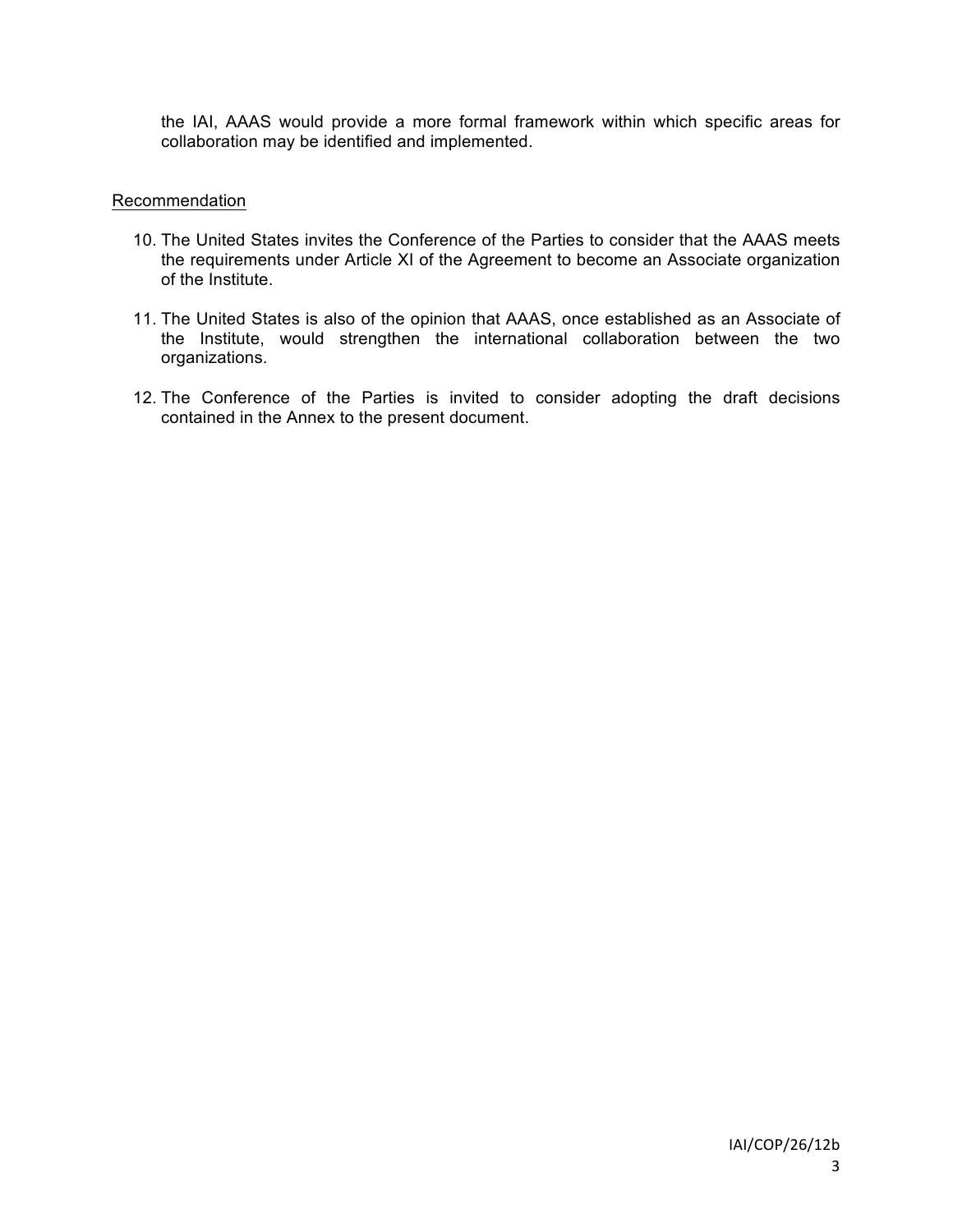the IAI, AAAS would provide a more formal framework within which specific areas for collaboration may be identified and implemented.

<u>Recommendation</u>

10. The United States invites the Conference of the Parties to consider that the AAAS meets the requirements under Article XI of the Agreement to become an Associate organization of the Institute.

11. The United States is also of the opinion that AAAS, once established as an Associate of the Institute, would strengthen the international collaboration between the two organizations.

12. The Conference of the Parties is invited to consider adopting the draft decisions contained in the Annex to the present document.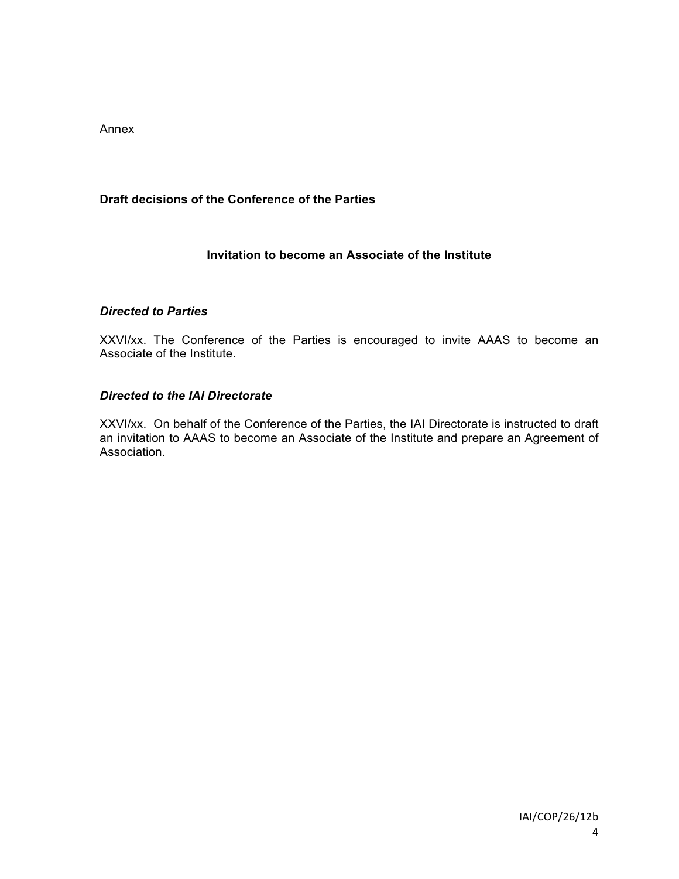Annex

**Draft decisions of the Conference of the Parties**

**Invitation to become an Associate of the Institute**

***Directed to Parties***

XXVI/xx. The Conference of the Parties is encouraged to invite AAAS to become an Associate of the Institute.

***Directed to the IAI Directorate***

XXVI/xx. On behalf of the Conference of the Parties, the IAI Directorate is instructed to draft an invitation to AAAS to become an Associate of the Institute and prepare an Agreement of Association.